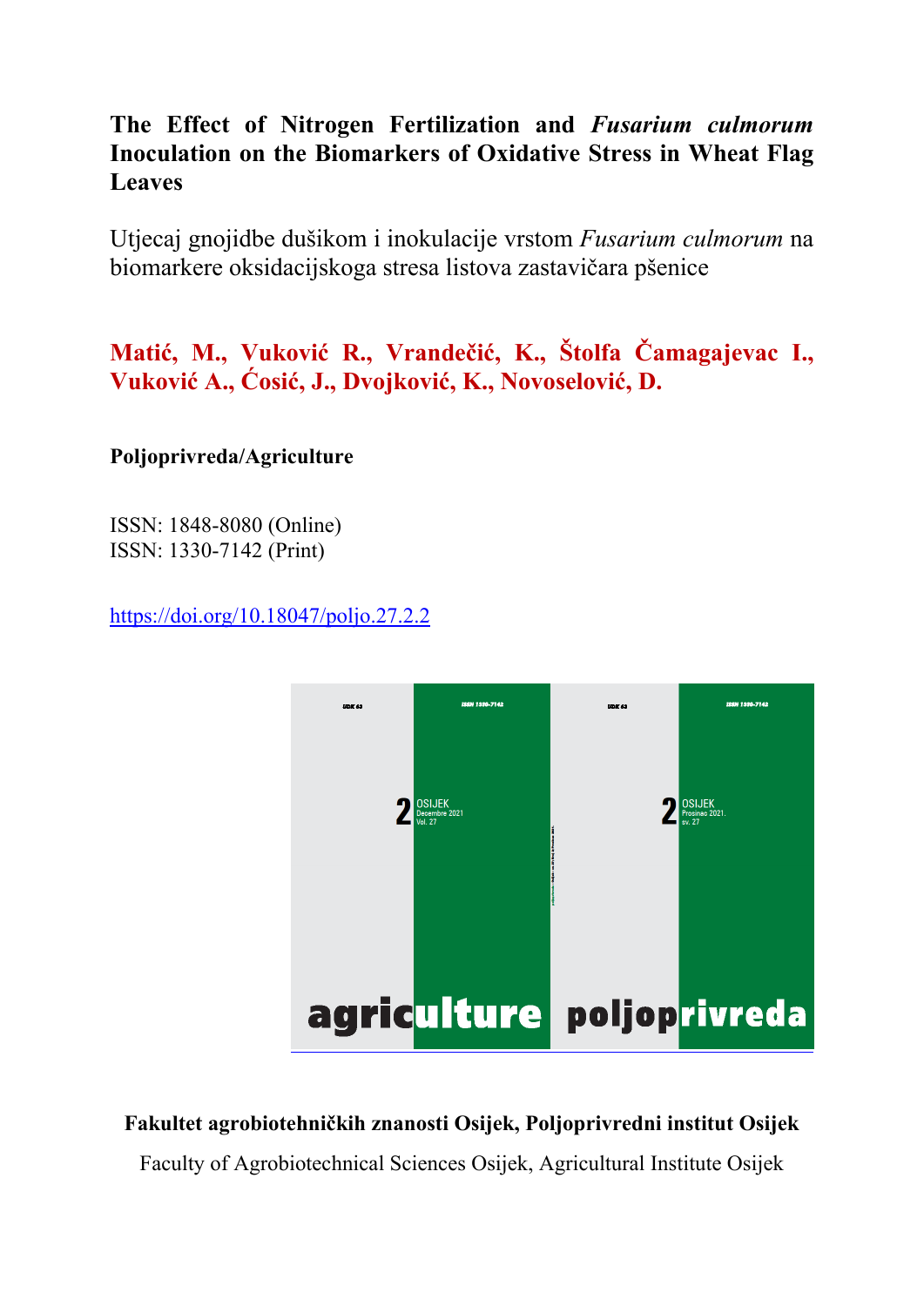# The Effect of Nitrogen Fertilization and *Fusarium culmorum* Inoculation on the Biomarkers of Oxidative Stress in Wheat Flag Leaves

Utjecaj gnojidbe dušikom i inokulacije vrstom *Fusarium culmorum* na biomarkere oksidacijskoga stresa listova zastavičara pšenice

**Matić, M., Vuković R., Vrandečić, K., Štolfa Čamagajevac I., Vuković A., Ćosić, J., Dvojković, K., Novoselović, D.**

**Poljoprivreda/Agriculture**

ISSN: 1848-8080 (Online)
ISSN: 1330-7142 (Print)

https://doi.org/10.18047/poljo.27.2.2

**Fakultet agrobiotehničkih znanosti Osijek, Poljoprivredni institut Osijek**

Faculty of Agrobiotechnical Sciences Osijek, Agricultural Institute Osijek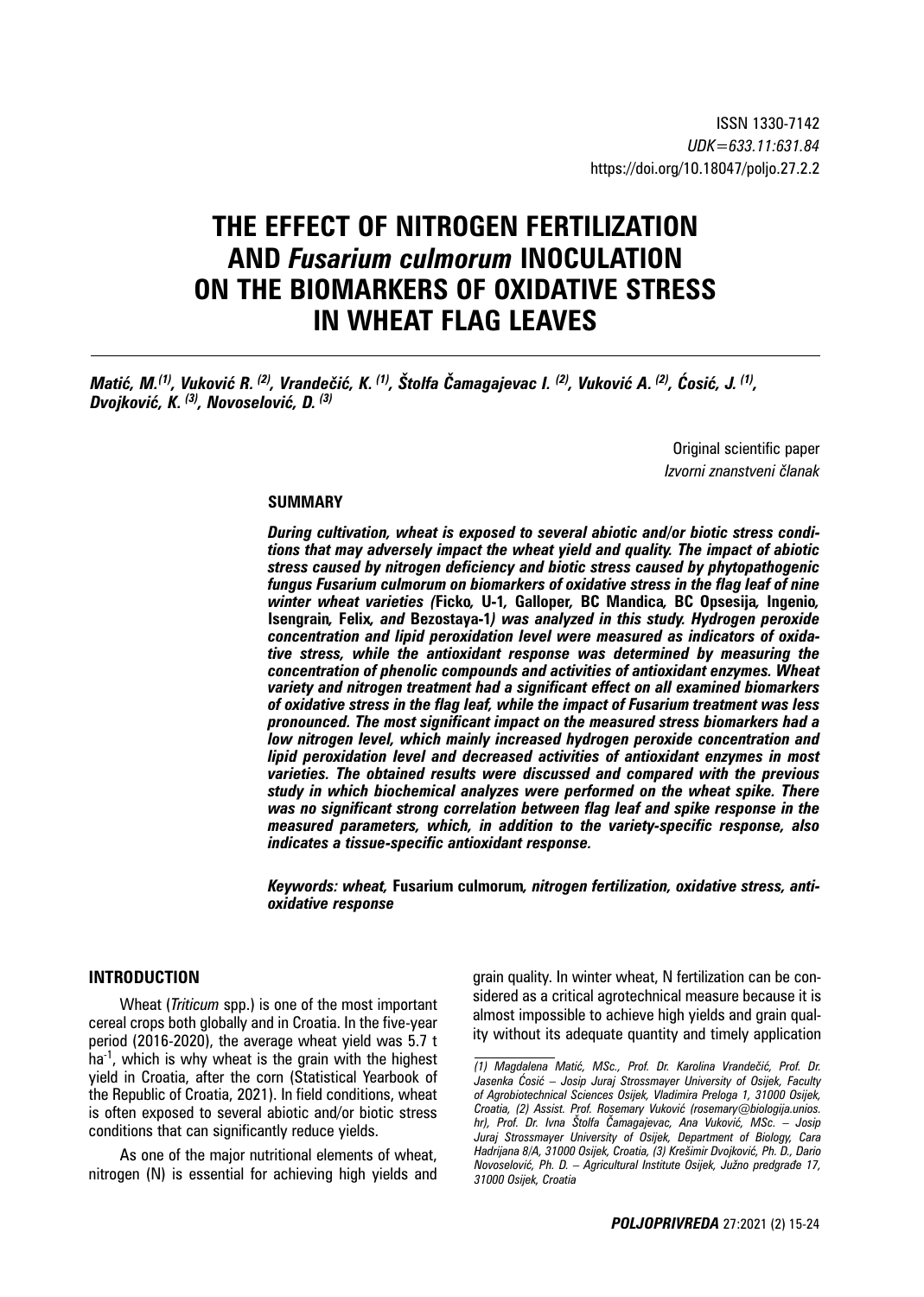ISSN 1330-7142
*UDK=633.11:631.84*
https://doi.org/10.18047/poljo.27.2.2

# THE EFFECT OF NITROGEN FERTILIZATION AND *Fusarium culmorum* INOCULATION ON THE BIOMARKERS OF OXIDATIVE STRESS IN WHEAT FLAG LEAVES

***Matić, M.[(1)], Vuković R. [(2)], Vrandečić, K. [(1)], Štolfa Čamagajevac I. [(2)], Vuković A. [(2)], Ćosić, J. [(1)], Dvojković, K. [(3)], Novoselović, D. [(3)]***

Original scientific paper
*Izvorni znanstveni članak*

## SUMMARY

***During cultivation, wheat is exposed to several abiotic and/or biotic stress conditions that may adversely impact the wheat yield and quality. The impact of abiotic stress caused by nitrogen deficiency and biotic stress caused by phytopathogenic fungus Fusarium culmorum on biomarkers of oxidative stress in the flag leaf of nine winter wheat varieties (*Ficko*,* U-1*,* Galloper*,* BC Mandica*,* BC Opsesija*,* Ingenio*,* Isengrain*,* Felix*, and* Bezostaya-1*) was analyzed in this study. Hydrogen peroxide concentration and lipid peroxidation level were measured as indicators of oxidative stress, while the antioxidant response was determined by measuring the concentration of phenolic compounds and activities of antioxidant enzymes. Wheat variety and nitrogen treatment had a significant effect on all examined biomarkers of oxidative stress in the flag leaf, while the impact of Fusarium treatment was less pronounced. The most significant impact on the measured stress biomarkers had a low nitrogen level, which mainly increased hydrogen peroxide concentration and lipid peroxidation level and decreased activities of antioxidant enzymes in most varieties. The obtained results were discussed and compared with the previous study in which biochemical analyzes were performed on the wheat spike. There was no significant strong correlation between flag leaf and spike response in the measured parameters, which, in addition to the variety-specific response, also indicates a tissue-specific antioxidant response.***

***Keywords: wheat,* Fusarium culmorum*, nitrogen fertilization, oxidative stress, antioxidative response***

## INTRODUCTION

Wheat (*Triticum* spp.) is one of the most important cereal crops both globally and in Croatia. In the five-year period (2016-2020), the average wheat yield was 5.7 t $ha^{-1}$, which is why wheat is the grain with the highest yield in Croatia, after the corn (Statistical Yearbook of the Republic of Croatia, 2021). In field conditions, wheat is often exposed to several abiotic and/or biotic stress conditions that can significantly reduce yields.

As one of the major nutritional elements of wheat, nitrogen (N) is essential for achieving high yields and grain quality. In winter wheat, N fertilization can be considered as a critical agrotechnical measure because it is almost impossible to achieve high yields and grain quality without its adequate quantity and timely application

*(1) Magdalena Matić, MSc., Prof. Dr. Karolina Vrandečić, Prof. Dr. Jasenka Ćosić – Josip Juraj Strossmayer University of Osijek, Faculty of Agrobiotechnical Sciences Osijek, Vladimira Preloga 1, 31000 Osijek, Croatia, (2) Assist. Prof. Rosemary Vuković (rosemary@biologija.unios.hr), Prof. Dr. Ivna Štolfa Čamagajevac, Ana Vuković, MSc. – Josip Juraj Strossmayer University of Osijek, Department of Biology, Cara Hadrijana 8/A, 31000 Osijek, Croatia, (3) Krešimir Dvojković, Ph. D., Dario Novoselović, Ph. D. – Agricultural Institute Osijek, Južno predgrađe 17, 31000 Osijek, Croatia*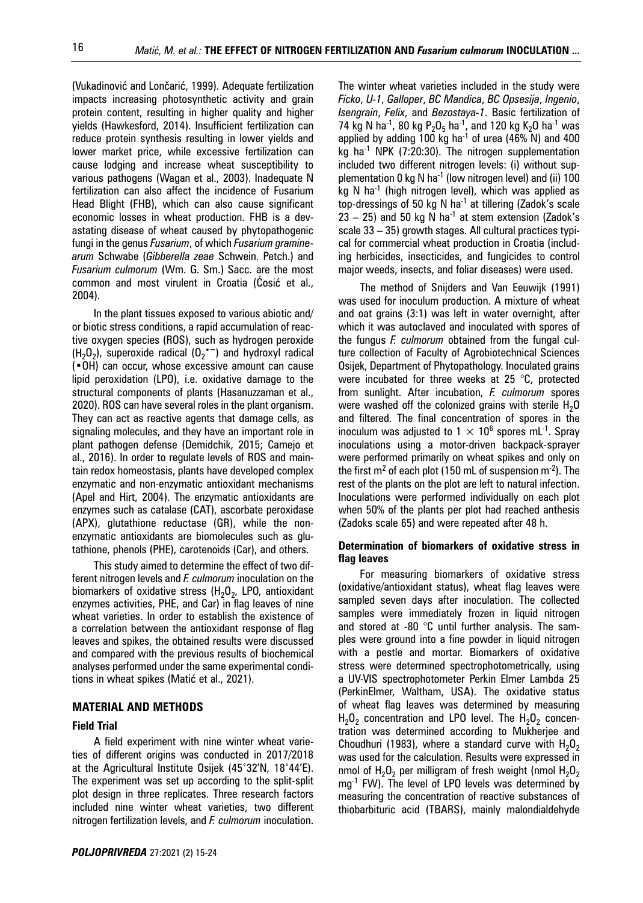(Vukadinović and Lončarić, 1999). Adequate fertilization impacts increasing photosynthetic activity and grain protein content, resulting in higher quality and higher yields (Hawkesford, 2014). Insufficient fertilization can reduce protein synthesis resulting in lower yields and lower market price, while excessive fertilization can cause lodging and increase wheat susceptibility to various pathogens (Wagan et al., 2003). Inadequate N fertilization can also affect the incidence of Fusarium Head Blight (FHB), which can also cause significant economic losses in wheat production. FHB is a devastating disease of wheat caused by phytopathogenic fungi in the genus *Fusarium*, of which *Fusarium graminearum* Schwabe (*Gibberella zeae* Schwein. Petch.) and *Fusarium culmorum* (Wm. G. Sm.) Sacc. are the most common and most virulent in Croatia (Ćosić et al., 2004).

In the plant tissues exposed to various abiotic and/or biotic stress conditions, a rapid accumulation of reactive oxygen species (ROS), such as hydrogen peroxide ($H_2O_2$), superoxide radical ($O_2^{\bullet -}$) and hydroxyl radical ($\bullet OH$) can occur, whose excessive amount can cause lipid peroxidation (LPO), i.e. oxidative damage to the structural components of plants (Hasanuzzaman et al., 2020). ROS can have several roles in the plant organism. They can act as reactive agents that damage cells, as signaling molecules, and they have an important role in plant pathogen defense (Demidchik, 2015; Camejo et al., 2016). In order to regulate levels of ROS and maintain redox homeostasis, plants have developed complex enzymatic and non-enzymatic antioxidant mechanisms (Apel and Hirt, 2004). The enzymatic antioxidants are enzymes such as catalase (CAT), ascorbate peroxidase (APX), glutathione reductase (GR), while the non-enzymatic antioxidants are biomolecules such as glutathione, phenols (PHE), carotenoids (Car), and others.

This study aimed to determine the effect of two different nitrogen levels and *F. culmorum* inoculation on the biomarkers of oxidative stress ($H_2O_2$, LPO, antioxidant enzymes activities, PHE, and Car) in flag leaves of nine wheat varieties. In order to establish the existence of a correlation between the antioxidant response of flag leaves and spikes, the obtained results were discussed and compared with the previous results of biochemical analyses performed under the same experimental conditions in wheat spikes (Matić et al., 2021).

## MATERIAL AND METHODS

### Field Trial

A field experiment with nine winter wheat varieties of different origins was conducted in 2017/2018 at the Agricultural Institute Osijek (45°32'N, 18°44'E). The experiment was set up according to the split-split plot design in three replicates. Three research factors included nine winter wheat varieties, two different nitrogen fertilization levels, and *F. culmorum* inoculation. The winter wheat varieties included in the study were *Ficko*, *U-1*, *Galloper*, *BC Mandica*, *BC Opsesija*, *Ingenio*, *Isengrain*, *Felix*, and *Bezostaya-1*. Basic fertilization of 74 kg N ha$^{-1}$, 80 kg $P_2O_5$ ha$^{-1}$, and 120 kg $K_2O$ ha$^{-1}$ was applied by adding 100 kg ha$^{-1}$ of urea (46% N) and 400 kg ha$^{-1}$ NPK (7:20:30). The nitrogen supplementation included two different nitrogen levels: (i) without supplementation 0 kg N ha$^{-1}$ (low nitrogen level) and (ii) 100 kg N ha$^{-1}$ (high nitrogen level), which was applied as top-dressings of 50 kg N ha$^{-1}$ at tillering (Zadok's scale 23 – 25) and 50 kg N ha$^{-1}$ at stem extension (Zadok's scale 33 – 35) growth stages. All cultural practices typical for commercial wheat production in Croatia (including herbicides, insecticides, and fungicides to control major weeds, insects, and foliar diseases) were used.

The method of Snijders and Van Eeuwijk (1991) was used for inoculum production. A mixture of wheat and oat grains (3:1) was left in water overnight, after which it was autoclaved and inoculated with spores of the fungus *F. culmorum* obtained from the fungal culture collection of Faculty of Agrobiotechnical Sciences Osijek, Department of Phytopathology. Inoculated grains were incubated for three weeks at 25 °C, protected from sunlight. After incubation, *F. culmorum* spores were washed off the colonized grains with sterile $H_2O$ and filtered. The final concentration of spores in the inoculum was adjusted to $1 \times 10^6$ spores mL$^{-1}$. Spray inoculations using a motor-driven backpack-sprayer were performed primarily on wheat spikes and only on the first m$^2$ of each plot (150 mL of suspension m$^{-2}$). The rest of the plants on the plot are left to natural infection. Inoculations were performed individually on each plot when 50% of the plants per plot had reached anthesis (Zadoks scale 65) and were repeated after 48 h.

### Determination of biomarkers of oxidative stress in flag leaves

For measuring biomarkers of oxidative stress (oxidative/antioxidant status), wheat flag leaves were sampled seven days after inoculation. The collected samples were immediately frozen in liquid nitrogen and stored at -80 °C until further analysis. The samples were ground into a fine powder in liquid nitrogen with a pestle and mortar. Biomarkers of oxidative stress were determined spectrophotometrically, using a UV-VIS spectrophotometer Perkin Elmer Lambda 25 (PerkinElmer, Waltham, USA). The oxidative status of wheat flag leaves was determined by measuring $H_2O_2$ concentration and LPO level. The $H_2O_2$ concentration was determined according to Mukherjee and Choudhuri (1983), where a standard curve with $H_2O_2$ was used for the calculation. Results were expressed in nmol of $H_2O_2$ per milligram of fresh weight (nmol $H_2O_2$ mg$^{-1}$ FW). The level of LPO levels was determined by measuring the concentration of reactive substances of thiobarbituric acid (TBARS), mainly malondialdehyde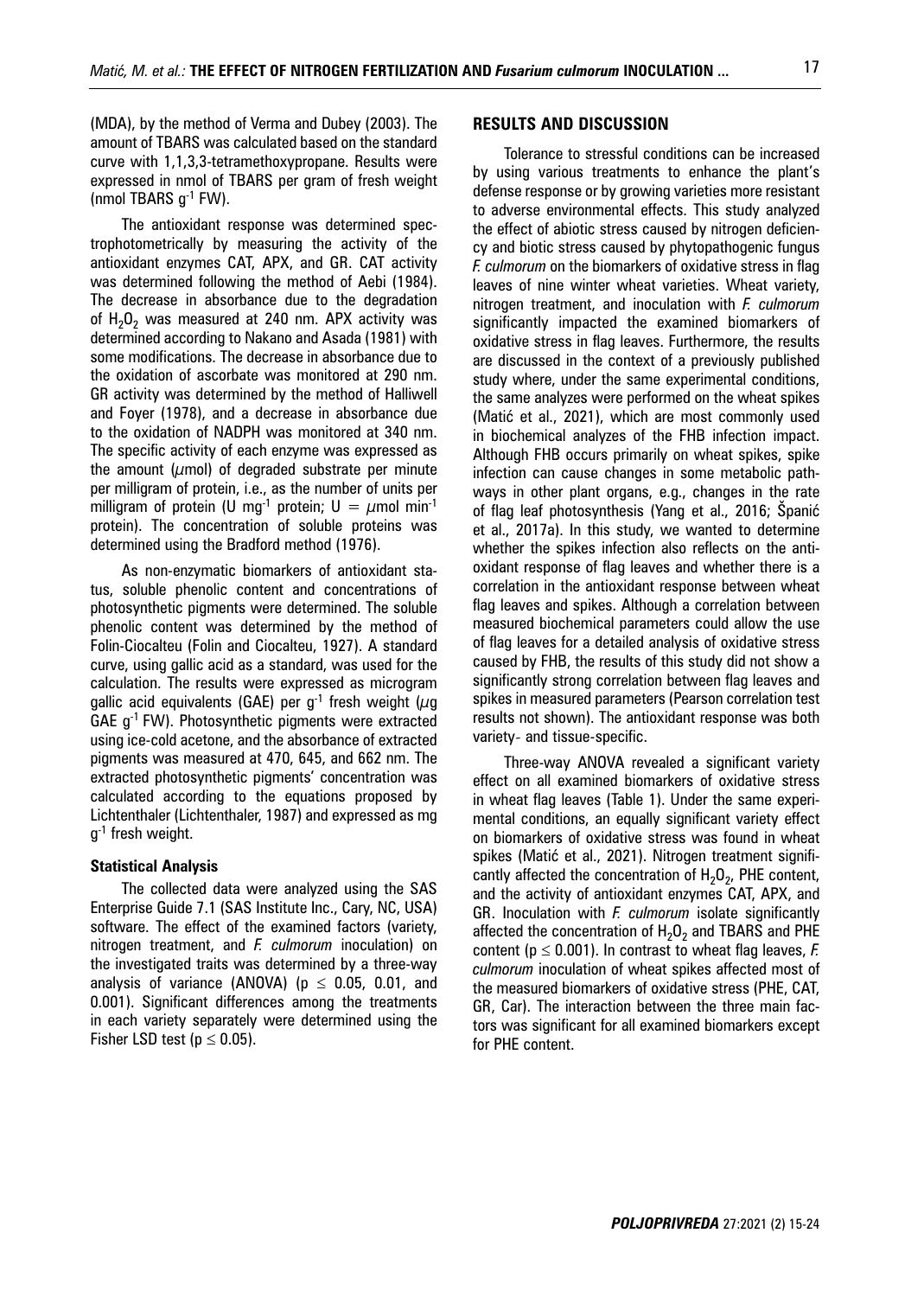(MDA), by the method of Verma and Dubey (2003). The amount of TBARS was calculated based on the standard curve with 1,1,3,3-tetramethoxypropane. Results were expressed in nmol of TBARS per gram of fresh weight (nmol TBARS $g^{-1}$ FW).

The antioxidant response was determined spectrophotometrically by measuring the activity of the antioxidant enzymes CAT, APX, and GR. CAT activity was determined following the method of Aebi (1984). The decrease in absorbance due to the degradation of $H_2O_2$ was measured at 240 nm. APX activity was determined according to Nakano and Asada (1981) with some modifications. The decrease in absorbance due to the oxidation of ascorbate was monitored at 290 nm. GR activity was determined by the method of Halliwell and Foyer (1978), and a decrease in absorbance due to the oxidation of NADPH was monitored at 340 nm. The specific activity of each enzyme was expressed as the amount ($\mu$mol) of degraded substrate per minute per milligram of protein, i.e., as the number of units per milligram of protein (U $mg^{-1}$ protein; U = $\mu$mol $min^{-1}$ protein). The concentration of soluble proteins was determined using the Bradford method (1976).

As non-enzymatic biomarkers of antioxidant status, soluble phenolic content and concentrations of photosynthetic pigments were determined. The soluble phenolic content was determined by the method of Folin-Ciocalteu (Folin and Ciocalteu, 1927). A standard curve, using gallic acid as a standard, was used for the calculation. The results were expressed as microgram gallic acid equivalents (GAE) per $g^{-1}$ fresh weight ($\mu$g GAE $g^{-1}$ FW). Photosynthetic pigments were extracted using ice-cold acetone, and the absorbance of extracted pigments was measured at 470, 645, and 662 nm. The extracted photosynthetic pigments' concentration was calculated according to the equations proposed by Lichtenthaler (Lichtenthaler, 1987) and expressed as mg $g^{-1}$ fresh weight.

### Statistical Analysis

The collected data were analyzed using the SAS Enterprise Guide 7.1 (SAS Institute Inc., Cary, NC, USA) software. The effect of the examined factors (variety, nitrogen treatment, and *F. culmorum* inoculation) on the investigated traits was determined by a three-way analysis of variance (ANOVA) ($p \leq 0.05$, 0.01, and 0.001). Significant differences among the treatments in each variety separately were determined using the Fisher LSD test ($p \leq 0.05$).

## RESULTS AND DISCUSSION

Tolerance to stressful conditions can be increased by using various treatments to enhance the plant's defense response or by growing varieties more resistant to adverse environmental effects. This study analyzed the effect of abiotic stress caused by nitrogen deficiency and biotic stress caused by phytopathogenic fungus *F. culmorum* on the biomarkers of oxidative stress in flag leaves of nine winter wheat varieties. Wheat variety, nitrogen treatment, and inoculation with *F. culmorum* significantly impacted the examined biomarkers of oxidative stress in flag leaves. Furthermore, the results are discussed in the context of a previously published study where, under the same experimental conditions, the same analyzes were performed on the wheat spikes (Matić et al., 2021), which are most commonly used in biochemical analyzes of the FHB infection impact. Although FHB occurs primarily on wheat spikes, spike infection can cause changes in some metabolic pathways in other plant organs, e.g., changes in the rate of flag leaf photosynthesis (Yang et al., 2016; Španić et al., 2017a). In this study, we wanted to determine whether the spikes infection also reflects on the antioxidant response of flag leaves and whether there is a correlation in the antioxidant response between wheat flag leaves and spikes. Although a correlation between measured biochemical parameters could allow the use of flag leaves for a detailed analysis of oxidative stress caused by FHB, the results of this study did not show a significantly strong correlation between flag leaves and spikes in measured parameters (Pearson correlation test results not shown). The antioxidant response was both variety- and tissue-specific.

Three-way ANOVA revealed a significant variety effect on all examined biomarkers of oxidative stress in wheat flag leaves (Table 1). Under the same experimental conditions, an equally significant variety effect on biomarkers of oxidative stress was found in wheat spikes (Matić et al., 2021). Nitrogen treatment significantly affected the concentration of $H_2O_2$, PHE content, and the activity of antioxidant enzymes CAT, APX, and GR. Inoculation with *F. culmorum* isolate significantly affected the concentration of $H_2O_2$ and TBARS and PHE content ($p \leq 0.001$). In contrast to wheat flag leaves, *F. culmorum* inoculation of wheat spikes affected most of the measured biomarkers of oxidative stress (PHE, CAT, GR, Car). The interaction between the three main factors was significant for all examined biomarkers except for PHE content.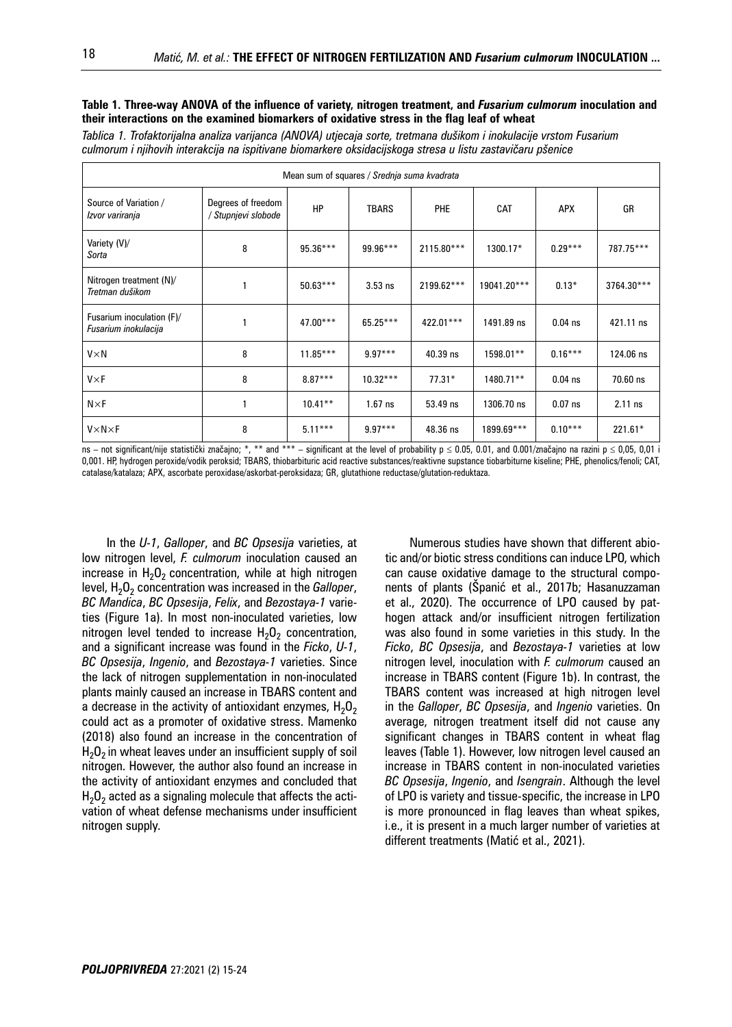**Table 1. Three-way ANOVA of the influence of variety, nitrogen treatment, and *Fusarium culmorum* inoculation and their interactions on the examined biomarkers of oxidative stress in the flag leaf of wheat**

*Tablica 1. Trofaktorijalna analiza varijanca (ANOVA) utjecaja sorte, tretmana dušikom i inokulacije vrstom Fusarium culmorum i njihovih interakcija na ispitivane biomarkere oksidacijskoga stresa u listu zastavičaru pšenice*

| | | Mean sum of squares / *Srednja suma kvadrata* | | | | | |
|---|---|---|---|---|---|---|---|
| Source of Variation / *Izvor variranja* | Degrees of freedom / *Stupnjevi slobode* | HP | TBARS | PHE | CAT | APX | GR |
| Variety (V)/ *Sorta* | 8 | 95.36*** | 99.96*** | 2115.80*** | 1300.17* | 0.29*** | 787.75*** |
| Nitrogen treatment (N)/ *Tretman dušikom* | 1 | 50.63*** | 3.53 ns | 2199.62*** | 19041.20*** | 0.13* | 3764.30*** |
| Fusarium inoculation (F)/ *Fusarium inokulacija* | 1 | 47.00*** | 65.25*** | 422.01*** | 1491.89 ns | 0.04 ns | 421.11 ns |
| V×N | 8 | 11.85*** | 9.97*** | 40.39 ns | 1598.01** | 0.16*** | 124.06 ns |
| V×F | 8 | 8.87*** | 10.32*** | 77.31* | 1480.71** | 0.04 ns | 70.60 ns |
| N×F | 1 | 10.41** | 1.67 ns | 53.49 ns | 1306.70 ns | 0.07 ns | 2.11 ns |
| V×N×F | 8 | 5.11*** | 9.97*** | 48.36 ns | 1899.69*** | 0.10*** | 221.61* |

ns – not significant/nije statistički značajno; *, ** and *** – significant at the level of probability $p \leq 0.05$, 0.01, and 0.001/značajno na razini $p \leq 0,05$, 0,01 i 0,001. HP, hydrogen peroxide/vodik peroksid; TBARS, thiobarbituric acid reactive substances/reaktivne supstance tiobarbiturne kiseline; PHE, phenolics/fenoli; CAT, catalase/katalaza; APX, ascorbate peroxidase/askorbat-peroksidaza; GR, glutathione reductase/glutation-reduktaza.

In the *U-1*, *Galloper*, and *BC Opsesija* varieties, at low nitrogen level, *F. culmorum* inoculation caused an increase in $H_2O_2$ concentration, while at high nitrogen level, $H_2O_2$ concentration was increased in the *Galloper*, *BC Mandica*, *BC Opsesija*, *Felix*, and *Bezostaya-1* varieties (Figure 1a). In most non-inoculated varieties, low nitrogen level tended to increase $H_2O_2$ concentration, and a significant increase was found in the *Ficko*, *U-1*, *BC Opsesija*, *Ingenio*, and *Bezostaya-1* varieties. Since the lack of nitrogen supplementation in non-inoculated plants mainly caused an increase in TBARS content and a decrease in the activity of antioxidant enzymes, $H_2O_2$ could act as a promoter of oxidative stress. Mamenko (2018) also found an increase in the concentration of $H_2O_2$ in wheat leaves under an insufficient supply of soil nitrogen. However, the author also found an increase in the activity of antioxidant enzymes and concluded that $H_2O_2$ acted as a signaling molecule that affects the activation of wheat defense mechanisms under insufficient nitrogen supply.

Numerous studies have shown that different abiotic and/or biotic stress conditions can induce LPO, which can cause oxidative damage to the structural components of plants (Španić et al., 2017b; Hasanuzzaman et al., 2020). The occurrence of LPO caused by pathogen attack and/or insufficient nitrogen fertilization was also found in some varieties in this study. In the *Ficko*, *BC Opsesija*, and *Bezostaya-1* varieties at low nitrogen level, inoculation with *F. culmorum* caused an increase in TBARS content (Figure 1b). In contrast, the TBARS content was increased at high nitrogen level in the *Galloper*, *BC Opsesija*, and *Ingenio* varieties. On average, nitrogen treatment itself did not cause any significant changes in TBARS content in wheat flag leaves (Table 1). However, low nitrogen level caused an increase in TBARS content in non-inoculated varieties *BC Opsesija*, *Ingenio*, and *Isengrain*. Although the level of LPO is variety and tissue-specific, the increase in LPO is more pronounced in flag leaves than wheat spikes, i.e., it is present in a much larger number of varieties at different treatments (Matić et al., 2021).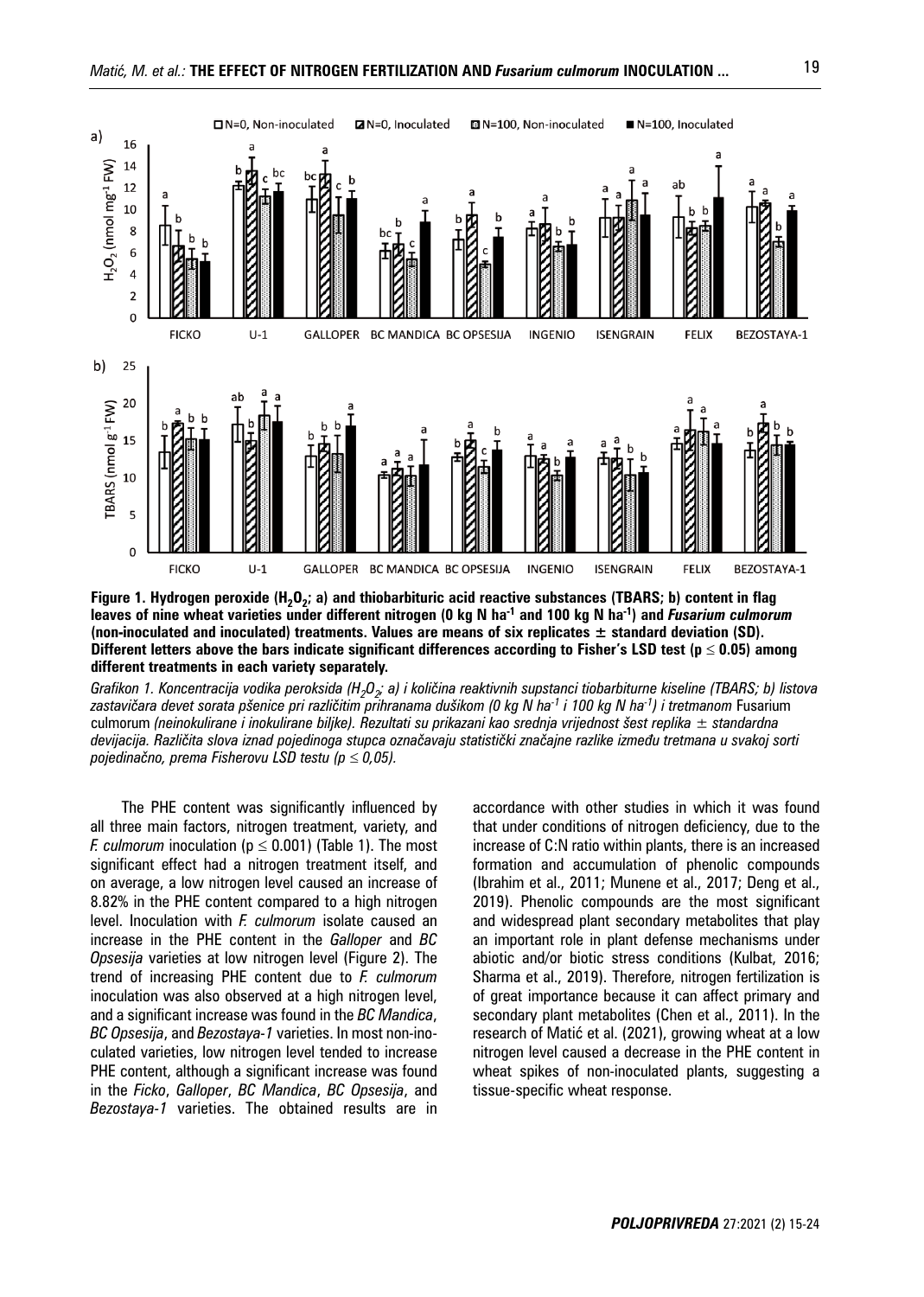**Figure 1. Hydrogen peroxide ($H_2O_2$; a) and thiobarbituric acid reactive substances (TBARS; b) content in flag leaves of nine wheat varieties under different nitrogen (0 kg N ha$^{-1}$ and 100 kg N ha$^{-1}$) and *Fusarium culmorum* (non-inoculated and inoculated) treatments. Values are means of six replicates ± standard deviation (SD). Different letters above the bars indicate significant differences according to Fisher's LSD test ($p \leq 0.05$) among different treatments in each variety separately.**

*Grafikon 1. Koncentracija vodika peroksida ($H_2O_2$; a) i količina reaktivnih supstanci tiobarbiturne kiseline (TBARS; b) listova zastavičara devet sorata pšenice pri različitim prihranama dušikom (0 kg N ha$^{-1}$ i 100 kg N ha$^{-1}$) i tretmanom* Fusarium culmorum *(neinokulirane i inokulirane biljke). Rezultati su prikazani kao srednja vrijednost šest replika ± standardna devijacija. Različita slova iznad pojedinoga stupca označavaju statistički značajne razlike između tretmana u svakoj sorti pojedinačno, prema Fisherovu LSD testu ($p \leq 0,05$).*

The PHE content was significantly influenced by all three main factors, nitrogen treatment, variety, and *F. culmorum* inoculation ($p \leq 0.001$) (Table 1). The most significant effect had a nitrogen treatment itself, and on average, a low nitrogen level caused an increase of 8.82% in the PHE content compared to a high nitrogen level. Inoculation with *F. culmorum* isolate caused an increase in the PHE content in the *Galloper* and *BC Opsesija* varieties at low nitrogen level (Figure 2). The trend of increasing PHE content due to *F. culmorum* inoculation was also observed at a high nitrogen level, and a significant increase was found in the *BC Mandica*, *BC Opsesija*, and *Bezostaya-1* varieties. In most non-inoculated varieties, low nitrogen level tended to increase PHE content, although a significant increase was found in the *Ficko*, *Galloper*, *BC Mandica*, *BC Opsesija*, and *Bezostaya-1* varieties. The obtained results are in accordance with other studies in which it was found that under conditions of nitrogen deficiency, due to the increase of C:N ratio within plants, there is an increased formation and accumulation of phenolic compounds (Ibrahim et al., 2011; Munene et al., 2017; Deng et al., 2019). Phenolic compounds are the most significant and widespread plant secondary metabolites that play an important role in plant defense mechanisms under abiotic and/or biotic stress conditions (Kulbat, 2016; Sharma et al., 2019). Therefore, nitrogen fertilization is of great importance because it can affect primary and secondary plant metabolites (Chen et al., 2011). In the research of Matić et al. (2021), growing wheat at a low nitrogen level caused a decrease in the PHE content in wheat spikes of non-inoculated plants, suggesting a tissue-specific wheat response.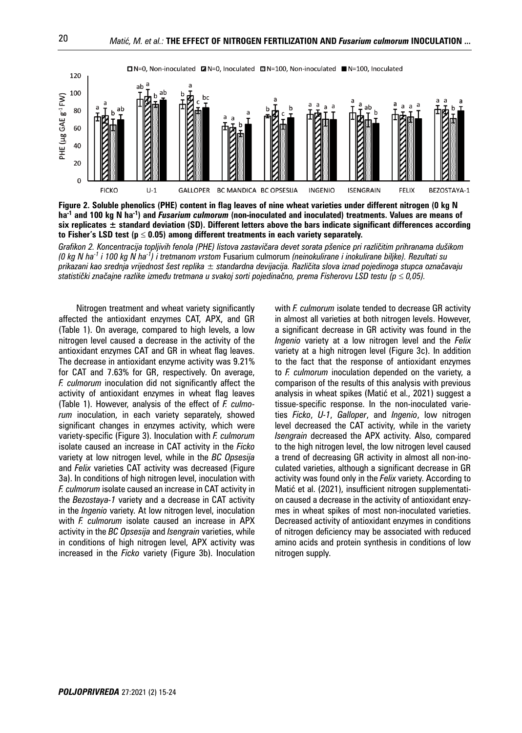**Figure 2. Soluble phenolics (PHE) content in flag leaves of nine wheat varieties under different nitrogen (0 kg N ha$^{-1}$ and 100 kg N ha$^{-1}$) and *Fusarium culmorum* (non-inoculated and inoculated) treatments. Values are means of six replicates ± standard deviation (SD). Different letters above the bars indicate significant differences according to Fisher's LSD test ($p \leq 0.05$) among different treatments in each variety separately.**

*Grafikon 2. Koncentracija topljivih fenola (PHE) listova zastavičara devet sorata pšenice pri različitim prihranama dušikom (0 kg N ha$^{-1}$ i 100 kg N ha$^{-1}$) i tretmanom vrstom* Fusarium culmorum *(neinokulirane i inokulirane biljke). Rezultati su prikazani kao srednja vrijednost šest replika ± standardna devijacija. Različita slova iznad pojedinoga stupca označavaju statistički značajne razlike između tretmana u svakoj sorti pojedinačno, prema Fisherovu LSD testu ($p \leq 0,05$).*

Nitrogen treatment and wheat variety significantly affected the antioxidant enzymes CAT, APX, and GR (Table 1). On average, compared to high levels, a low nitrogen level caused a decrease in the activity of the antioxidant enzymes CAT and GR in wheat flag leaves. The decrease in antioxidant enzyme activity was 9.21% for CAT and 7.63% for GR, respectively. On average, *F. culmorum* inoculation did not significantly affect the activity of antioxidant enzymes in wheat flag leaves (Table 1). However, analysis of the effect of *F. culmorum* inoculation, in each variety separately, showed significant changes in enzymes activity, which were variety-specific (Figure 3). Inoculation with *F. culmorum* isolate caused an increase in CAT activity in the *Ficko* variety at low nitrogen level, while in the *BC Opsesija* and *Felix* varieties CAT activity was decreased (Figure 3a). In conditions of high nitrogen level, inoculation with *F. culmorum* isolate caused an increase in CAT activity in the *Bezostaya-1* variety and a decrease in CAT activity in the *Ingenio* variety. At low nitrogen level, inoculation with *F. culmorum* isolate caused an increase in APX activity in the *BC Opsesija* and *Isengrain* varieties, while in conditions of high nitrogen level, APX activity was increased in the *Ficko* variety (Figure 3b). Inoculation with *F. culmorum* isolate tended to decrease GR activity in almost all varieties at both nitrogen levels. However, a significant decrease in GR activity was found in the *Ingenio* variety at a low nitrogen level and the *Felix* variety at a high nitrogen level (Figure 3c). In addition to the fact that the response of antioxidant enzymes to *F. culmorum* inoculation depended on the variety, a comparison of the results of this analysis with previous analysis in wheat spikes (Matić et al., 2021) suggest a tissue-specific response. In the non-inoculated varieties *Ficko*, *U-1*, *Galloper*, and *Ingenio*, low nitrogen level decreased the CAT activity, while in the variety *Isengrain* decreased the APX activity. Also, compared to the high nitrogen level, the low nitrogen level caused a trend of decreasing GR activity in almost all non-inoculated varieties, although a significant decrease in GR activity was found only in the *Felix* variety. According to Matić et al. (2021), insufficient nitrogen supplementation caused a decrease in the activity of antioxidant enzymes in wheat spikes of most non-inoculated varieties. Decreased activity of antioxidant enzymes in conditions of nitrogen deficiency may be associated with reduced amino acids and protein synthesis in conditions of low nitrogen supply.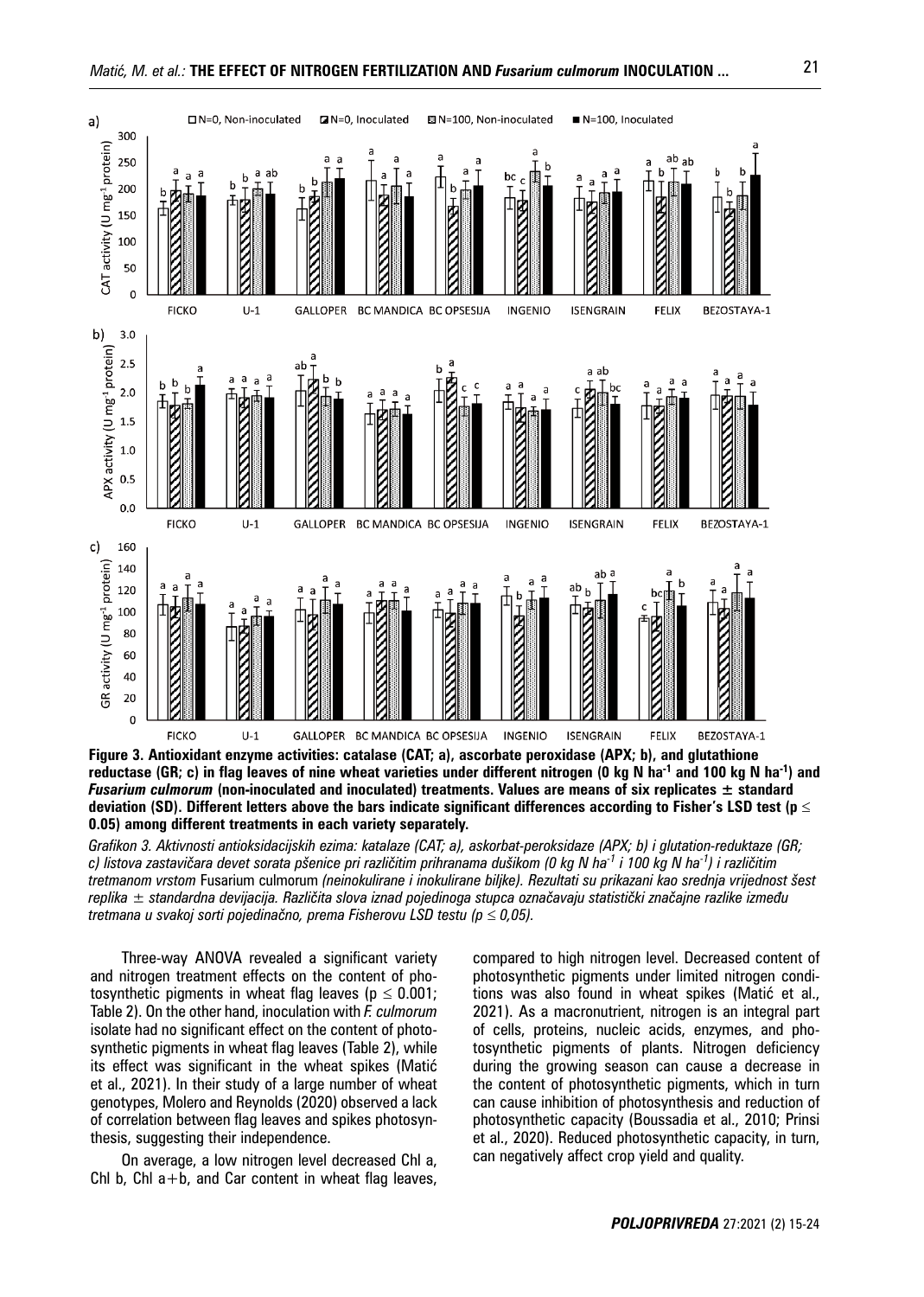**Figure 3. Antioxidant enzyme activities: catalase (CAT; a), ascorbate peroxidase (APX; b), and glutathione reductase (GR; c) in flag leaves of nine wheat varieties under different nitrogen (0 kg N ha$^{-1}$ and 100 kg N ha$^{-1}$) and *Fusarium culmorum* (non-inoculated and inoculated) treatments. Values are means of six replicates ± standard deviation (SD). Different letters above the bars indicate significant differences according to Fisher's LSD test ($p \leq 0.05$) among different treatments in each variety separately.**

*Grafikon 3. Aktivnosti antioksidacijskih ezima: katalaze (CAT; a), askorbat-peroksidaze (APX; b) i glutation-reduktaze (GR; c) listova zastavičara devet sorata pšenice pri različitim prihranama dušikom (0 kg N ha$^{-1}$ i 100 kg N ha$^{-1}$) i različitim tretmanom vrstom* Fusarium culmorum *(neinokulirane i inokulirane biljke). Rezultati su prikazani kao srednja vrijednost šest replika ± standardna devijacija. Različita slova iznad pojedinoga stupca označavaju statistički značajne razlike između tretmana u svakoj sorti pojedinačno, prema Fisherovu LSD testu ($p \leq 0,05$).*

Three-way ANOVA revealed a significant variety and nitrogen treatment effects on the content of photosynthetic pigments in wheat flag leaves ($p \leq 0.001$; Table 2). On the other hand, inoculation with *F. culmorum* isolate had no significant effect on the content of photosynthetic pigments in wheat flag leaves (Table 2), while its effect was significant in the wheat spikes (Matić et al., 2021). In their study of a large number of wheat genotypes, Molero and Reynolds (2020) observed a lack of correlation between flag leaves and spikes photosynthesis, suggesting their independence.

On average, a low nitrogen level decreased Chl a, Chl b, Chl a+b, and Car content in wheat flag leaves, compared to high nitrogen level. Decreased content of photosynthetic pigments under limited nitrogen conditions was also found in wheat spikes (Matić et al., 2021). As a macronutrient, nitrogen is an integral part of cells, proteins, nucleic acids, enzymes, and photosynthetic pigments of plants. Nitrogen deficiency during the growing season can cause a decrease in the content of photosynthetic pigments, which in turn can cause inhibition of photosynthesis and reduction of photosynthetic capacity (Boussadia et al., 2010; Prinsi et al., 2020). Reduced photosynthetic capacity, in turn, can negatively affect crop yield and quality.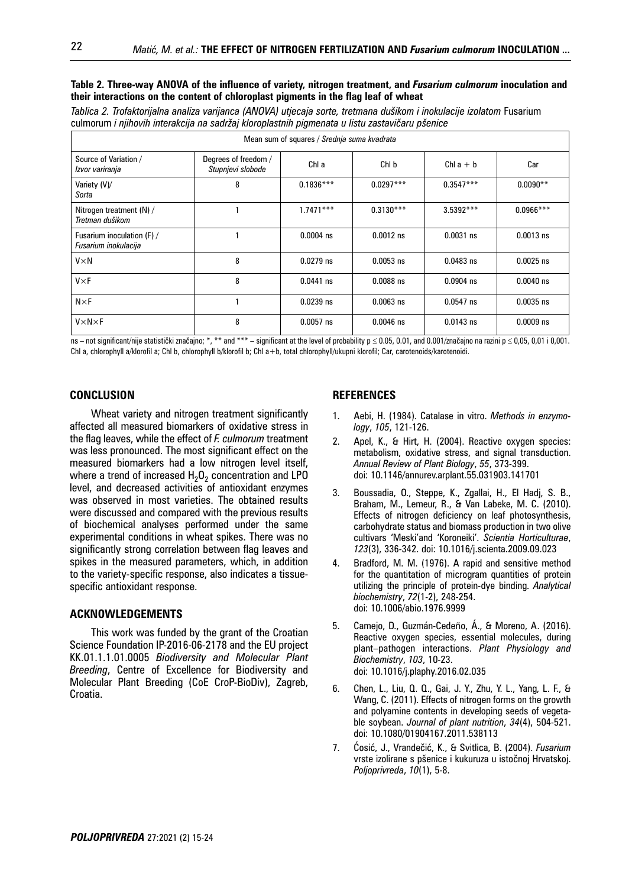**Table 2. Three-way ANOVA of the influence of variety, nitrogen treatment, and *Fusarium culmorum* inoculation and their interactions on the content of chloroplast pigments in the flag leaf of wheat**

*Tablica 2. Trofaktorijalna analiza varijanca (ANOVA) utjecaja sorte, tretmana dušikom i inokulacije izolatom* Fusarium culmorum *i njihovih interakcija na sadržaj kloroplastnih pigmenata u listu zastavičaru pšenice*

| | | Mean sum of squares / *Srednja suma kvadrata* | | | |
|---|---|---|---|---|---|
| Source of Variation / *Izvor variranja* | Degrees of freedom / *Stupnjevi slobode* | Chl a | Chl b | Chl a + b | Car |
| Variety (V)/ *Sorta* | 8 | 0.1836*** | 0.0297*** | 0.3547*** | 0.0090** |
| Nitrogen treatment (N) / *Tretman dušikom* | 1 | 1.7471*** | 0.3130*** | 3.5392*** | 0.0966*** |
| Fusarium inoculation (F) / *Fusarium inokulacija* | 1 | 0.0004 ns | 0.0012 ns | 0.0031 ns | 0.0013 ns |
| V×N | 8 | 0.0279 ns | 0.0053 ns | 0.0483 ns | 0.0025 ns |
| V×F | 8 | 0.0441 ns | 0.0088 ns | 0.0904 ns | 0.0040 ns |
| N×F | 1 | 0.0239 ns | 0.0063 ns | 0.0547 ns | 0.0035 ns |
| V×N×F | 8 | 0.0057 ns | 0.0046 ns | 0.0143 ns | 0.0009 ns |

ns – not significant/nije statistički značajno; *, ** and *** – significant at the level of probability $p \leq 0.05$, 0.01, and 0.001/značajno na razini $p \leq 0,05$, 0,01 i 0,001. Chl a, chlorophyll a/klorofil a; Chl b, chlorophyll b/klorofil b; Chl a+b, total chlorophyll/ukupni klorofil; Car, carotenoids/karotenoidi.

## CONCLUSION

Wheat variety and nitrogen treatment significantly affected all measured biomarkers of oxidative stress in the flag leaves, while the effect of *F. culmorum* treatment was less pronounced. The most significant effect on the measured biomarkers had a low nitrogen level itself, where a trend of increased $H_2O_2$ concentration and LPO level, and decreased activities of antioxidant enzymes was observed in most varieties. The obtained results were discussed and compared with the previous results of biochemical analyses performed under the same experimental conditions in wheat spikes. There was no significantly strong correlation between flag leaves and spikes in the measured parameters, which, in addition to the variety-specific response, also indicates a tissue-specific antioxidant response.

## ACKNOWLEDGEMENTS

This work was funded by the grant of the Croatian Science Foundation IP-2016-06-2178 and the EU project KK.01.1.1.01.0005 *Biodiversity and Molecular Plant Breeding*, Centre of Excellence for Biodiversity and Molecular Plant Breeding (CoE CroP-BioDiv), Zagreb, Croatia.

## REFERENCES

1. Aebi, H. (1984). Catalase in vitro. *Methods in enzymology*, *105*, 121-126.
2. Apel, K., & Hirt, H. (2004). Reactive oxygen species: metabolism, oxidative stress, and signal transduction. *Annual Review of Plant Biology*, *55*, 373-399. doi: 10.1146/annurev.arplant.55.031903.141701
3. Boussadia, O., Steppe, K., Zgallai, H., El Hadj, S. B., Braham, M., Lemeur, R., & Van Labeke, M. C. (2010). Effects of nitrogen deficiency on leaf photosynthesis, carbohydrate status and biomass production in two olive cultivars 'Meski'and 'Koroneiki'. *Scientia Horticulturae*, *123*(3), 336-342. doi: 10.1016/j.scienta.2009.09.023
4. Bradford, M. M. (1976). A rapid and sensitive method for the quantitation of microgram quantities of protein utilizing the principle of protein-dye binding. *Analytical biochemistry*, *72*(1-2), 248-254. doi: 10.1006/abio.1976.9999
5. Camejo, D., Guzmán-Cedeño, Á., & Moreno, A. (2016). Reactive oxygen species, essential molecules, during plant–pathogen interactions. *Plant Physiology and Biochemistry*, *103*, 10-23. doi: 10.1016/j.plaphy.2016.02.035
6. Chen, L., Liu, Q. Q., Gai, J. Y., Zhu, Y. L., Yang, L. F., & Wang, C. (2011). Effects of nitrogen forms on the growth and polyamine contents in developing seeds of vegetable soybean. *Journal of plant nutrition*, *34*(4), 504-521. doi: 10.1080/01904167.2011.538113
7. Ćosić, J., Vrandečić, K., & Svitlica, B. (2004). *Fusarium* vrste izolirane s pšenice i kukuruza u istočnoj Hrvatskoj. *Poljoprivreda*, *10*(1), 5-8.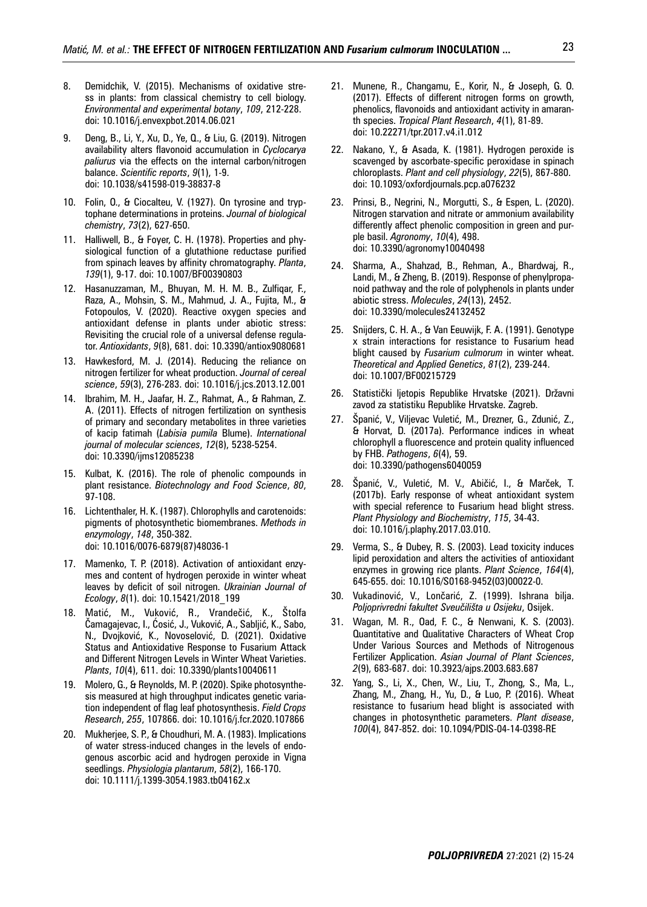8. Demidchik, V. (2015). Mechanisms of oxidative stress in plants: from classical chemistry to cell biology. *Environmental and experimental botany*, *109*, 212-228. doi: 10.1016/j.envexpbot.2014.06.021

9. Deng, B., Li, Y., Xu, D., Ye, Q., & Liu, G. (2019). Nitrogen availability alters flavonoid accumulation in *Cyclocarya paliurus* via the effects on the internal carbon/nitrogen balance. *Scientific reports*, *9*(1), 1-9. doi: 10.1038/s41598-019-38837-8

10. Folin, O., & Ciocalteu, V. (1927). On tyrosine and tryptophane determinations in proteins. *Journal of biological chemistry*, *73*(2), 627-650.

11. Halliwell, B., & Foyer, C. H. (1978). Properties and physiological function of a glutathione reductase purified from spinach leaves by affinity chromatography. *Planta*, *139*(1), 9-17. doi: 10.1007/BF00390803

12. Hasanuzzaman, M., Bhuyan, M. H. M. B., Zulfiqar, F., Raza, A., Mohsin, S. M., Mahmud, J. A., Fujita, M., & Fotopoulos, V. (2020). Reactive oxygen species and antioxidant defense in plants under abiotic stress: Revisiting the crucial role of a universal defense regulator. *Antioxidants*, *9*(8), 681. doi: 10.3390/antiox9080681

13. Hawkesford, M. J. (2014). Reducing the reliance on nitrogen fertilizer for wheat production. *Journal of cereal science*, *59*(3), 276-283. doi: 10.1016/j.jcs.2013.12.001

14. Ibrahim, M. H., Jaafar, H. Z., Rahmat, A., & Rahman, Z. A. (2011). Effects of nitrogen fertilization on synthesis of primary and secondary metabolites in three varieties of kacip fatimah (*Labisia pumila* Blume). *International journal of molecular sciences*, *12*(8), 5238-5254. doi: 10.3390/ijms12085238

15. Kulbat, K. (2016). The role of phenolic compounds in plant resistance. *Biotechnology and Food Science*, *80*, 97-108.

16. Lichtenthaler, H. K. (1987). Chlorophylls and carotenoids: pigments of photosynthetic biomembranes. *Methods in enzymology*, *148*, 350-382. doi: 10.1016/0076-6879(87)48036-1

17. Mamenko, T. P. (2018). Activation of antioxidant enzymes and content of hydrogen peroxide in winter wheat leaves by deficit of soil nitrogen. *Ukrainian Journal of Ecology*, *8*(1). doi: 10.15421/2018_199

18. Matić, M., Vuković, R., Vrandečić, K., Štolfa Čamagajevac, I., Ćosić, J., Vuković, A., Sabljić, K., Sabo, N., Dvojković, K., Novoselović, D. (2021). Oxidative Status and Antioxidative Response to Fusarium Attack and Different Nitrogen Levels in Winter Wheat Varieties. *Plants*, *10*(4), 611. doi: 10.3390/plants10040611

19. Molero, G., & Reynolds, M. P. (2020). Spike photosynthesis measured at high throughput indicates genetic variation independent of flag leaf photosynthesis. *Field Crops Research*, *255*, 107866. doi: 10.1016/j.fcr.2020.107866

20. Mukherjee, S. P., & Choudhuri, M. A. (1983). Implications of water stress-induced changes in the levels of endogenous ascorbic acid and hydrogen peroxide in Vigna seedlings. *Physiologia plantarum*, *58*(2), 166-170. doi: 10.1111/j.1399-3054.1983.tb04162.x

21. Munene, R., Changamu, E., Korir, N., & Joseph, G. O. (2017). Effects of different nitrogen forms on growth, phenolics, flavonoids and antioxidant activity in amaranth species. *Tropical Plant Research*, *4*(1), 81-89. doi: 10.22271/tpr.2017.v4.i1.012

22. Nakano, Y., & Asada, K. (1981). Hydrogen peroxide is scavenged by ascorbate-specific peroxidase in spinach chloroplasts. *Plant and cell physiology*, *22*(5), 867-880. doi: 10.1093/oxfordjournals.pcp.a076232

23. Prinsi, B., Negrini, N., Morgutti, S., & Espen, L. (2020). Nitrogen starvation and nitrate or ammonium availability differently affect phenolic composition in green and purple basil. *Agronomy*, *10*(4), 498. doi: 10.3390/agronomy10040498

24. Sharma, A., Shahzad, B., Rehman, A., Bhardwaj, R., Landi, M., & Zheng, B. (2019). Response of phenylpropanoid pathway and the role of polyphenols in plants under abiotic stress. *Molecules*, *24*(13), 2452. doi: 10.3390/molecules24132452

25. Snijders, C. H. A., & Van Eeuwijk, F. A. (1991). Genotype x strain interactions for resistance to Fusarium head blight caused by *Fusarium culmorum* in winter wheat. *Theoretical and Applied Genetics*, *81*(2), 239-244. doi: 10.1007/BF00215729

26. Statistički ljetopis Republike Hrvatske (2021). Državni zavod za statistiku Republike Hrvatske. Zagreb.

27. Španić, V., Viljevac Vuletić, M., Drezner, G., Zdunić, Z., & Horvat, D. (2017a). Performance indices in wheat chlorophyll a fluorescence and protein quality influenced by FHB. *Pathogens*, *6*(4), 59. doi: 10.3390/pathogens6040059

28. Španić, V., Vuletić, M. V., Abičić, I., & Marček, T. (2017b). Early response of wheat antioxidant system with special reference to Fusarium head blight stress. *Plant Physiology and Biochemistry*, *115*, 34-43. doi: 10.1016/j.plaphy.2017.03.010.

29. Verma, S., & Dubey, R. S. (2003). Lead toxicity induces lipid peroxidation and alters the activities of antioxidant enzymes in growing rice plants. *Plant Science*, *164*(4), 645-655. doi: 10.1016/S0168-9452(03)00022-0.

30. Vukadinović, V., Lončarić, Z. (1999). Ishrana bilja. *Poljoprivredni fakultet Sveučilišta u Osijeku*, Osijek.

31. Wagan, M. R., Oad, F. C., & Nenwani, K. S. (2003). Quantitative and Qualitative Characters of Wheat Crop Under Various Sources and Methods of Nitrogenous Fertilizer Application. *Asian Journal of Plant Sciences*, *2*(9), 683-687. doi: 10.3923/ajps.2003.683.687

32. Yang, S., Li, X., Chen, W., Liu, T., Zhong, S., Ma, L., Zhang, M., Zhang, H., Yu, D., & Luo, P. (2016). Wheat resistance to fusarium head blight is associated with changes in photosynthetic parameters. *Plant disease*, *100*(4), 847-852. doi: 10.1094/PDIS-04-14-0398-RE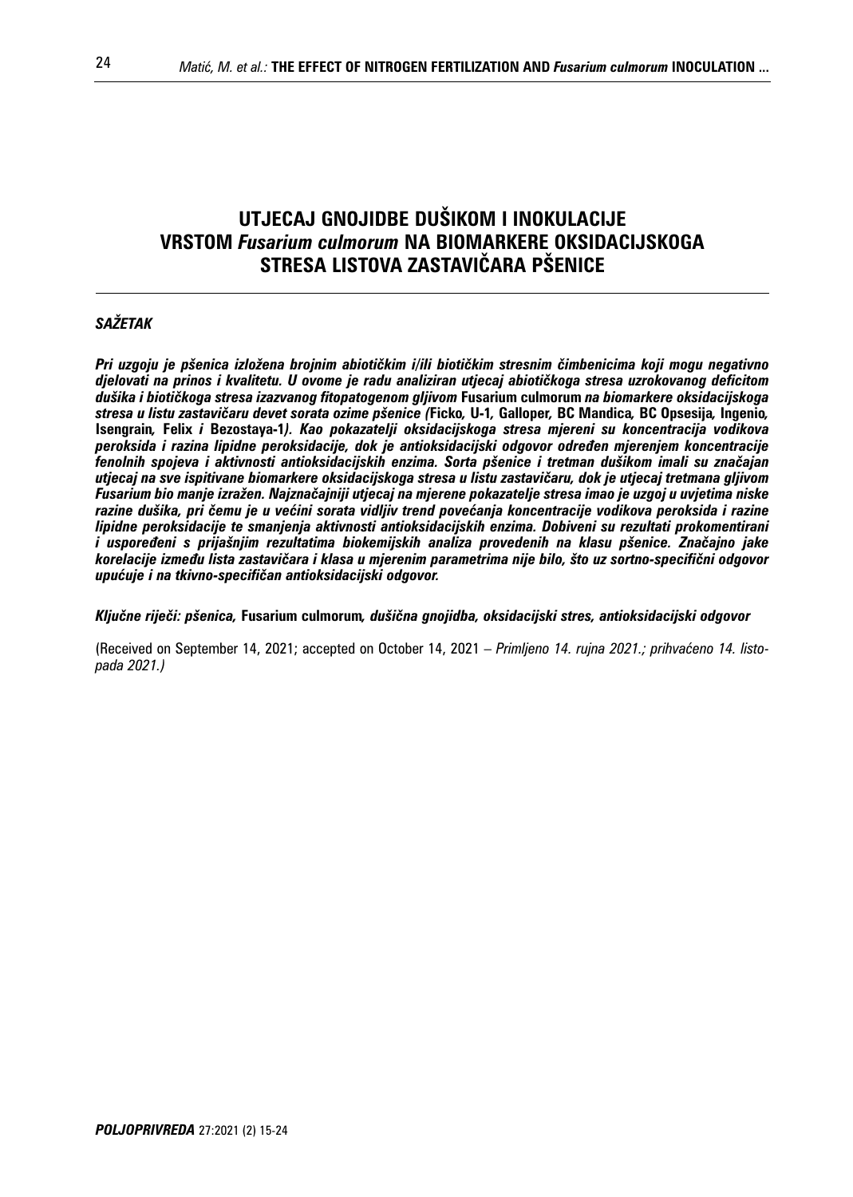# UTJECAJ GNOJIDBE DUŠIKOM I INOKULACIJE VRSTOM *Fusarium culmorum* NA BIOMARKERE OKSIDACIJSKOGA STRESA LISTOVA ZASTAVIČARA PŠENICE

## *SAŽETAK*

***Pri uzgoju je pšenica izložena brojnim abiotičkim i/ili biotičkim stresnim čimbenicima koji mogu negativno djelovati na prinos i kvalitetu. U ovome je radu analiziran utjecaj abiotičkoga stresa uzrokovanog deficitom dušika i biotičkoga stresa izazvanog fitopatogenom gljivom* Fusarium culmorum *na biomarkere oksidacijskoga stresa u listu zastavičaru devet sorata ozime pšenice (*Ficko*,* U-1*,* Galloper*,* BC Mandica*,* BC Opsesija*,* Ingenio*,* Isengrain*,* Felix *i* Bezostaya-1*). Kao pokazatelji oksidacijskoga stresa mjereni su koncentracija vodikova peroksida i razina lipidne peroksidacije, dok je antioksidacijski odgovor određen mjerenjem koncentracije fenolnih spojeva i aktivnosti antioksidacijskih enzima. Sorta pšenice i tretman dušikom imali su značajan utjecaj na sve ispitivane biomarkere oksidacijskoga stresa u listu zastavičaru, dok je utjecaj tretmana gljivom Fusarium bio manje izražen. Najznačajniji utjecaj na mjerene pokazatelje stresa imao je uzgoj u uvjetima niske razine dušika, pri čemu je u većini sorata vidljiv trend povećanja koncentracije vodikova peroksida i razine lipidne peroksidacije te smanjenja aktivnosti antioksidacijskih enzima. Dobiveni su rezultati prokomentirani i uspoređeni s prijašnjim rezultatima biokemijskih analiza provedenih na klasu pšenice. Značajno jake korelacije između lista zastavičara i klasa u mjerenim parametrima nije bilo, što uz sortno-specifični odgovor upućuje i na tkivno-specifičan antioksidacijski odgovor.***

***Ključne riječi: pšenica,*** **Fusarium culmorum*****, dušična gnojidba, oksidacijski stres, antioksidacijski odgovor***

(Received on September 14, 2021; accepted on October 14, 2021 – *Primljeno 14. rujna 2021.; prihvaćeno 14. listopada 2021.)*